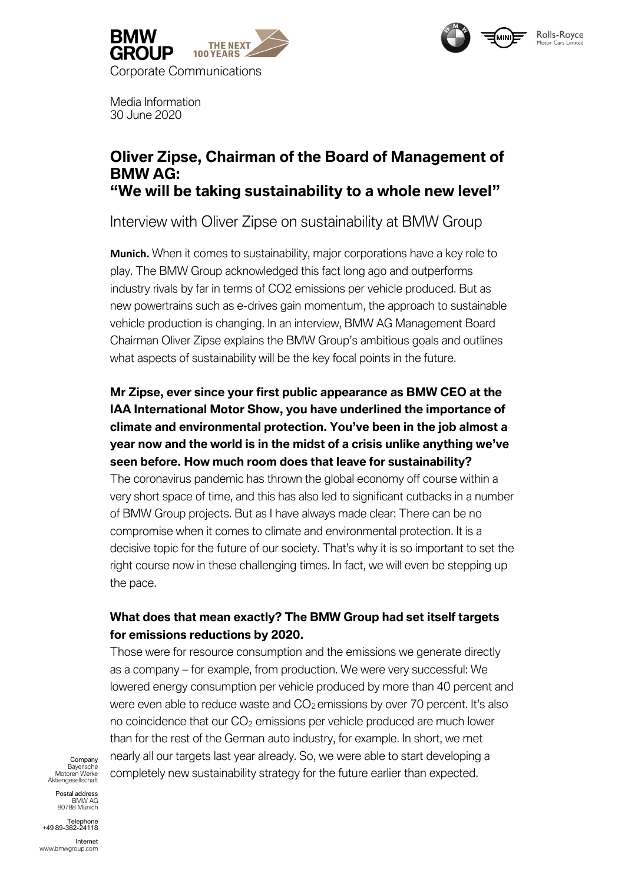BMW GROUP THE NEXT 100 YEARS

Corporate Communications

Media Information
30 June 2020

# Oliver Zipse, Chairman of the Board of Management of BMW AG: "We will be taking sustainability to a whole new level"

## Interview with Oliver Zipse on sustainability at BMW Group

**Munich.** When it comes to sustainability, major corporations have a key role to play. The BMW Group acknowledged this fact long ago and outperforms industry rivals by far in terms of CO2 emissions per vehicle produced. But as new powertrains such as e-drives gain momentum, the approach to sustainable vehicle production is changing. In an interview, BMW AG Management Board Chairman Oliver Zipse explains the BMW Group's ambitious goals and outlines what aspects of sustainability will be the key focal points in the future.

**Mr Zipse, ever since your first public appearance as BMW CEO at the IAA International Motor Show, you have underlined the importance of climate and environmental protection. You've been in the job almost a year now and the world is in the midst of a crisis unlike anything we've seen before. How much room does that leave for sustainability?**

The coronavirus pandemic has thrown the global economy off course within a very short space of time, and this has also led to significant cutbacks in a number of BMW Group projects. But as I have always made clear: There can be no compromise when it comes to climate and environmental protection. It is a decisive topic for the future of our society. That's why it is so important to set the right course now in these challenging times. In fact, we will even be stepping up the pace.

**What does that mean exactly? The BMW Group had set itself targets for emissions reductions by 2020.**

Those were for resource consumption and the emissions we generate directly as a company – for example, from production. We were very successful: We lowered energy consumption per vehicle produced by more than 40 percent and were even able to reduce waste and $CO_2$ emissions by over 70 percent. It's also no coincidence that our $CO_2$ emissions per vehicle produced are much lower than for the rest of the German auto industry, for example. In short, we met nearly all our targets last year already. So, we were able to start developing a completely new sustainability strategy for the future earlier than expected.

Company
Bayerische
Motoren Werke
Aktiengesellschaft

Postal address
BMW AG
80788 Munich

Telephone
+49 89-382-24118

Internet
www.bmwgroup.com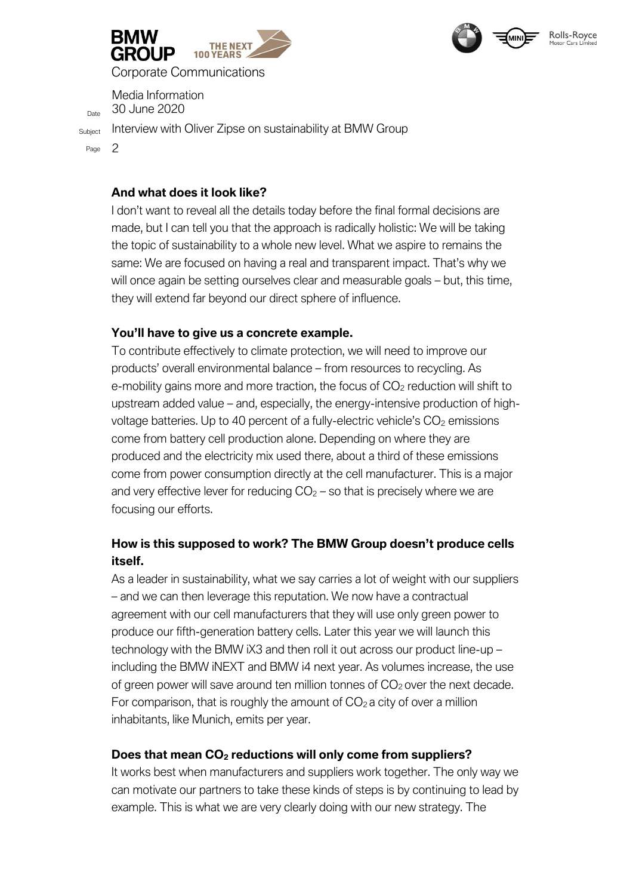**And what does it look like?**

I don't want to reveal all the details today before the final formal decisions are made, but I can tell you that the approach is radically holistic: We will be taking the topic of sustainability to a whole new level. What we aspire to remains the same: We are focused on having a real and transparent impact. That's why we will once again be setting ourselves clear and measurable goals – but, this time, they will extend far beyond our direct sphere of influence.

**You'll have to give us a concrete example.**

To contribute effectively to climate protection, we will need to improve our products' overall environmental balance – from resources to recycling. As e-mobility gains more and more traction, the focus of $CO_2$ reduction will shift to upstream added value – and, especially, the energy-intensive production of high-voltage batteries. Up to 40 percent of a fully-electric vehicle's $CO_2$ emissions come from battery cell production alone. Depending on where they are produced and the electricity mix used there, about a third of these emissions come from power consumption directly at the cell manufacturer. This is a major and very effective lever for reducing $CO_2$ – so that is precisely where we are focusing our efforts.

**How is this supposed to work? The BMW Group doesn't produce cells itself.**

As a leader in sustainability, what we say carries a lot of weight with our suppliers – and we can then leverage this reputation. We now have a contractual agreement with our cell manufacturers that they will use only green power to produce our fifth-generation battery cells. Later this year we will launch this technology with the BMW iX3 and then roll it out across our product line-up – including the BMW iNEXT and BMW i4 next year. As volumes increase, the use of green power will save around ten million tonnes of $CO_2$ over the next decade. For comparison, that is roughly the amount of $CO_2$ a city of over a million inhabitants, like Munich, emits per year.

**Does that mean $CO_2$ reductions will only come from suppliers?**

It works best when manufacturers and suppliers work together. The only way we can motivate our partners to take these kinds of steps is by continuing to lead by example. This is what we are very clearly doing with our new strategy. The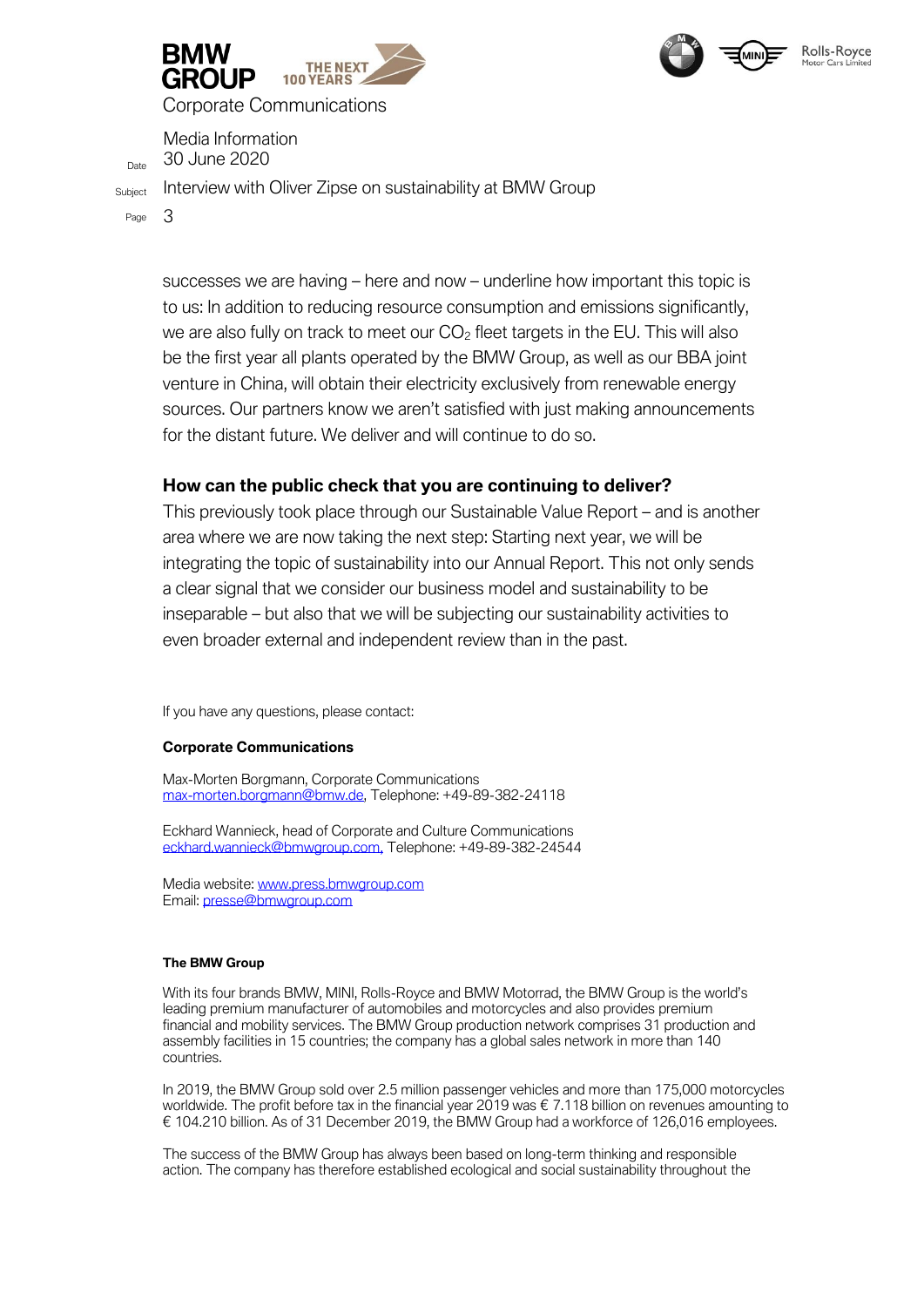successes we are having – here and now – underline how important this topic is to us: In addition to reducing resource consumption and emissions significantly, we are also fully on track to meet our $CO_2$ fleet targets in the EU. This will also be the first year all plants operated by the BMW Group, as well as our BBA joint venture in China, will obtain their electricity exclusively from renewable energy sources. Our partners know we aren't satisfied with just making announcements for the distant future. We deliver and will continue to do so.

**How can the public check that you are continuing to deliver?**

This previously took place through our Sustainable Value Report – and is another area where we are now taking the next step: Starting next year, we will be integrating the topic of sustainability into our Annual Report. This not only sends a clear signal that we consider our business model and sustainability to be inseparable – but also that we will be subjecting our sustainability activities to even broader external and independent review than in the past.

If you have any questions, please contact:

**Corporate Communications**

Max-Morten Borgmann, Corporate Communications
max-morten.borgmann@bmw.de, Telephone: +49-89-382-24118

Eckhard Wannieck, head of Corporate and Culture Communications
eckhard.wannieck@bmwgroup.com, Telephone: +49-89-382-24544

Media website: www.press.bmwgroup.com
Email: presse@bmwgroup.com

**The BMW Group**

With its four brands BMW, MINI, Rolls-Royce and BMW Motorrad, the BMW Group is the world's leading premium manufacturer of automobiles and motorcycles and also provides premium financial and mobility services. The BMW Group production network comprises 31 production and assembly facilities in 15 countries; the company has a global sales network in more than 140 countries.

In 2019, the BMW Group sold over 2.5 million passenger vehicles and more than 175,000 motorcycles worldwide. The profit before tax in the financial year 2019 was € 7.118 billion on revenues amounting to € 104.210 billion. As of 31 December 2019, the BMW Group had a workforce of 126,016 employees.

The success of the BMW Group has always been based on long-term thinking and responsible action. The company has therefore established ecological and social sustainability throughout the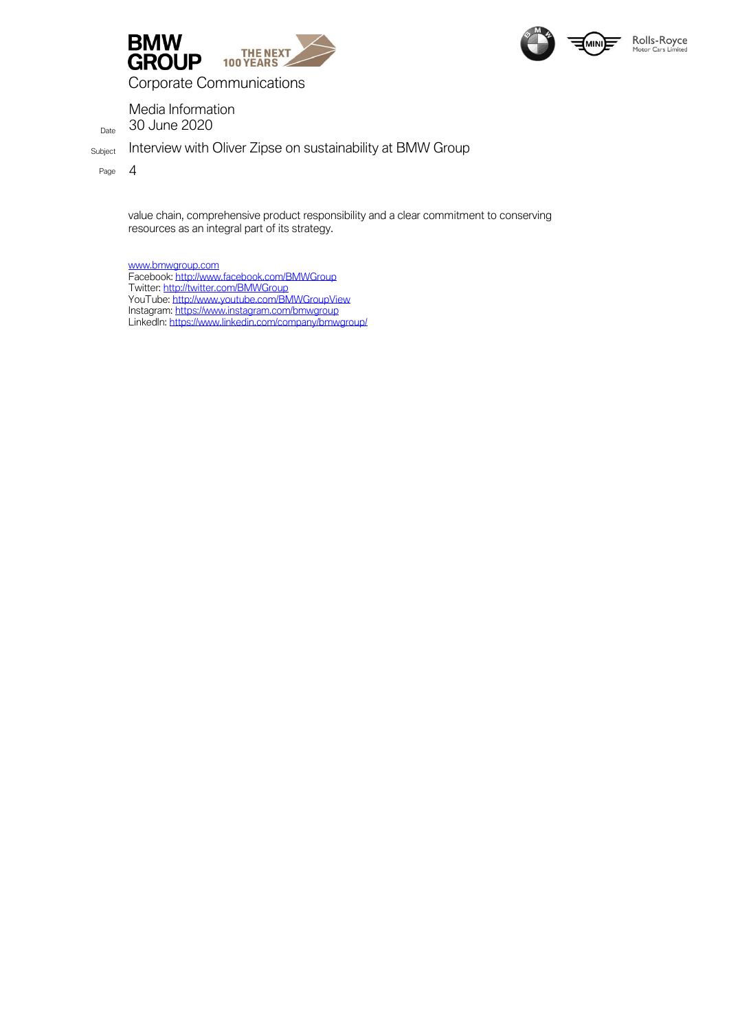value chain, comprehensive product responsibility and a clear commitment to conserving resources as an integral part of its strategy.

www.bmwgroup.com
Facebook: http://www.facebook.com/BMWGroup
Twitter: http://twitter.com/BMWGroup
YouTube: http://www.youtube.com/BMWGroupView
Instagram: https://www.instagram.com/bmwgroup
LinkedIn: https://www.linkedin.com/company/bmwgroup/